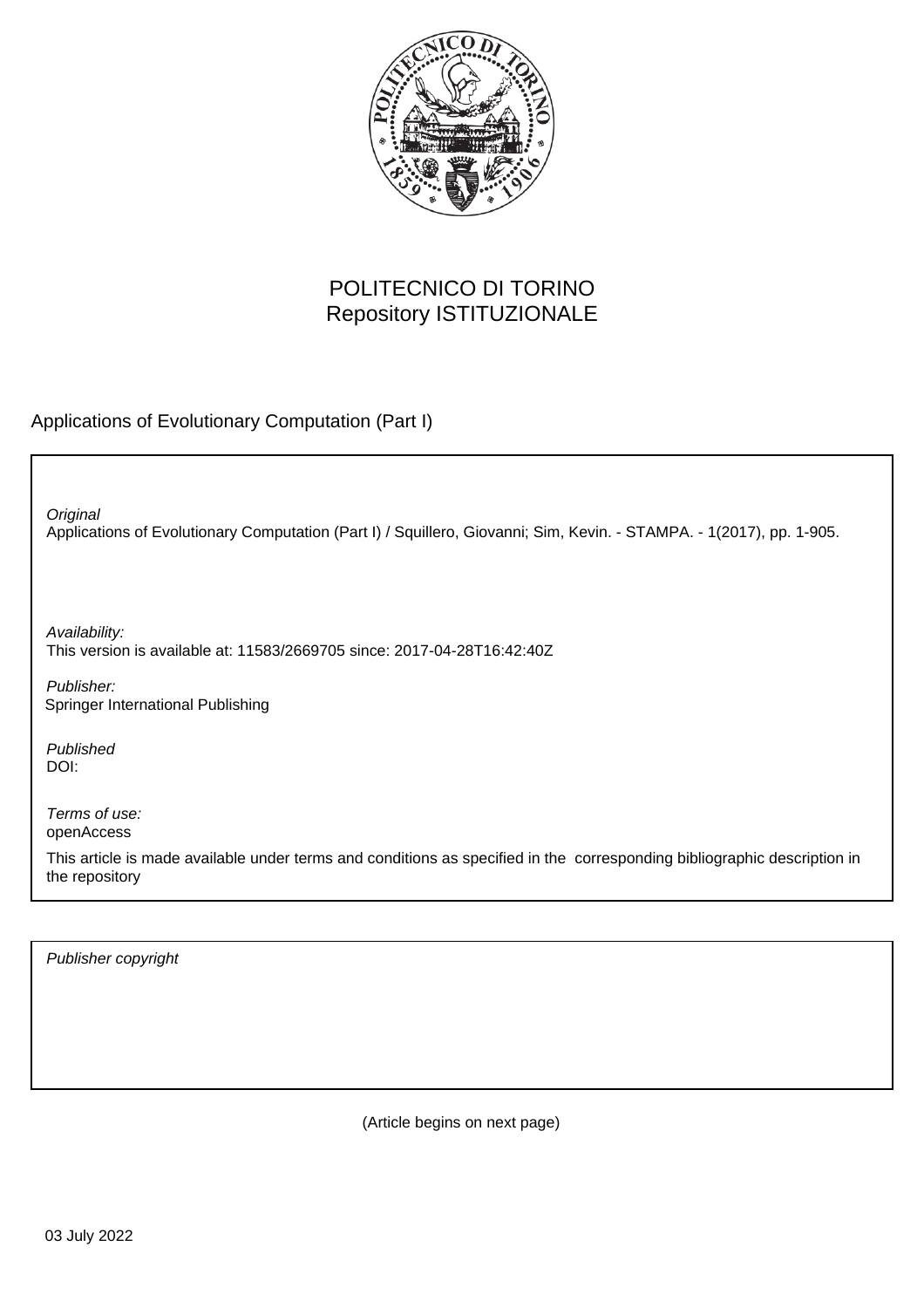POLITECNICO DI TORINO
Repository ISTITUZIONALE

Applications of Evolutionary Computation (Part I)

*Original*
Applications of Evolutionary Computation (Part I) / Squillero, Giovanni; Sim, Kevin. - STAMPA. - 1(2017), pp. 1-905.

*Availability:*
This version is available at: 11583/2669705 since: 2017-04-28T16:42:40Z

*Publisher:*
Springer International Publishing

*Published*
DOI:

*Terms of use:*
openAccess

This article is made available under terms and conditions as specified in the corresponding bibliographic description in the repository

*Publisher copyright*

(Article begins on next page)

03 July 2022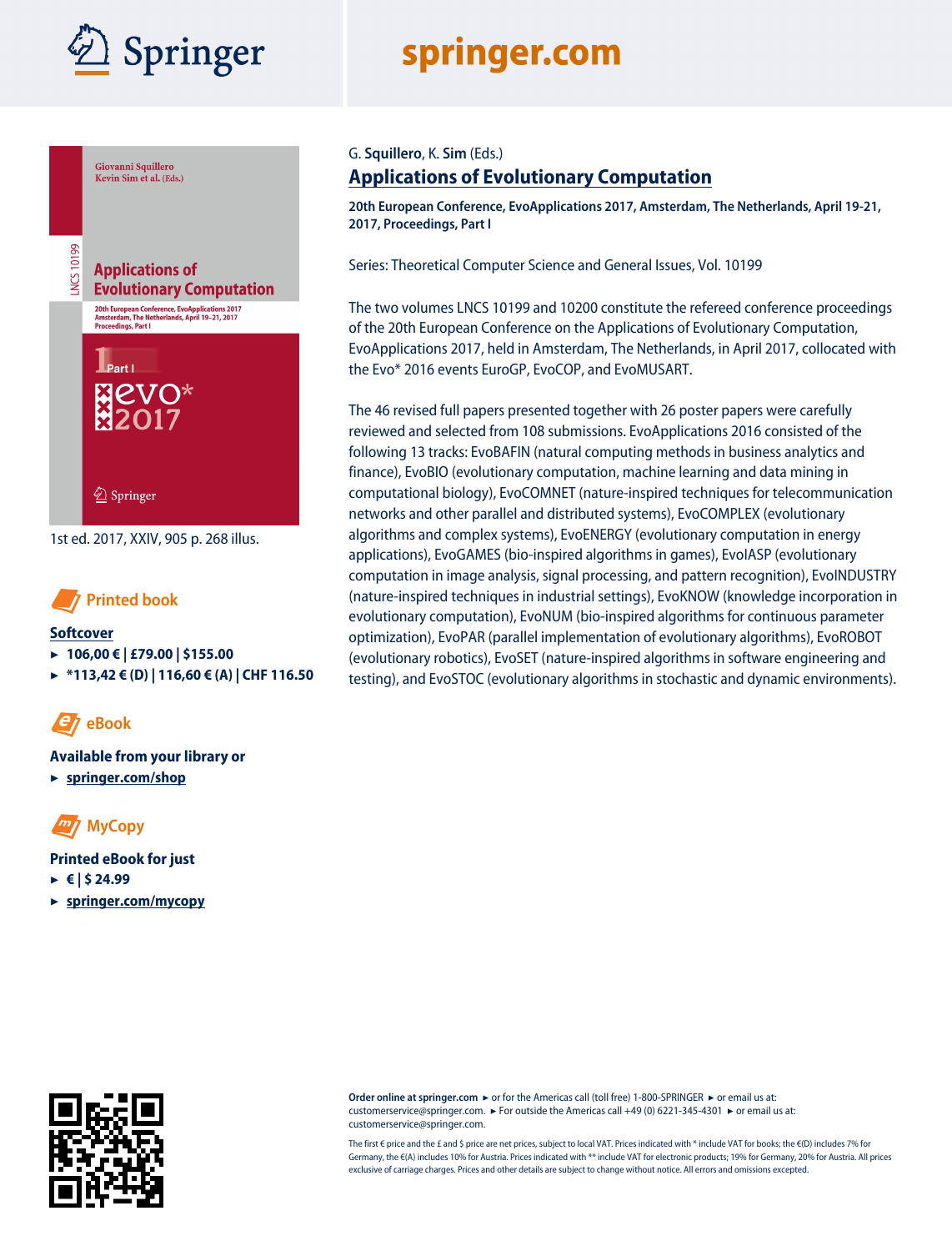Springer

springer.com

G. **Squillero**, K. **Sim** (Eds.)

## Applications of Evolutionary Computation

**20th European Conference, EvoApplications 2017, Amsterdam, The Netherlands, April 19-21, 2017, Proceedings, Part I**

Series: Theoretical Computer Science and General Issues, Vol. 10199

The two volumes LNCS 10199 and 10200 constitute the refereed conference proceedings of the 20th European Conference on the Applications of Evolutionary Computation, EvoApplications 2017, held in Amsterdam, The Netherlands, in April 2017, collocated with the Evo* 2016 events EuroGP, EvoCOP, and EvoMUSART.

The 46 revised full papers presented together with 26 poster papers were carefully reviewed and selected from 108 submissions. EvoApplications 2016 consisted of the following 13 tracks: EvoBAFIN (natural computing methods in business analytics and finance), EvoBIO (evolutionary computation, machine learning and data mining in computational biology), EvoCOMNET (nature-inspired techniques for telecommunication networks and other parallel and distributed systems), EvoCOMPLEX (evolutionary algorithms and complex systems), EvoENERGY (evolutionary computation in energy applications), EvoGAMES (bio-inspired algorithms in games), EvoIASP (evolutionary computation in image analysis, signal processing, and pattern recognition), EvoINDUSTRY (nature-inspired techniques in industrial settings), EvoKNOW (knowledge incorporation in evolutionary computation), EvoNUM (bio-inspired algorithms for continuous parameter optimization), EvoPAR (parallel implementation of evolutionary algorithms), EvoROBOT (evolutionary robotics), EvoSET (nature-inspired algorithms in software engineering and testing), and EvoSTOC (evolutionary algorithms in stochastic and dynamic environments).

1st ed. 2017, XXIV, 905 p. 268 illus.

### Printed book

**Softcover**

- **106,00 € | £79.00 | $155.00**
- ***113,42 € (D) | 116,60 € (A) | CHF 116.50**

### eBook

**Available from your library or**

- **springer.com/shop**

### MyCopy

**Printed eBook for just**

- **€ | $ 24.99**
- **springer.com/mycopy**

**Order online at springer.com** ► or for the Americas call (toll free) 1-800-SPRINGER ► or email us at: customerservice@springer.com. ► For outside the Americas call +49 (0) 6221-345-4301 ► or email us at: customerservice@springer.com.

The first € price and the £ and $ price are net prices, subject to local VAT. Prices indicated with * include VAT for books; the €(D) includes 7% for Germany, the €(A) includes 10% for Austria. Prices indicated with ** include VAT for electronic products; 19% for Germany, 20% for Austria. All prices exclusive of carriage charges. Prices and other details are subject to change without notice. All errors and omissions excepted.